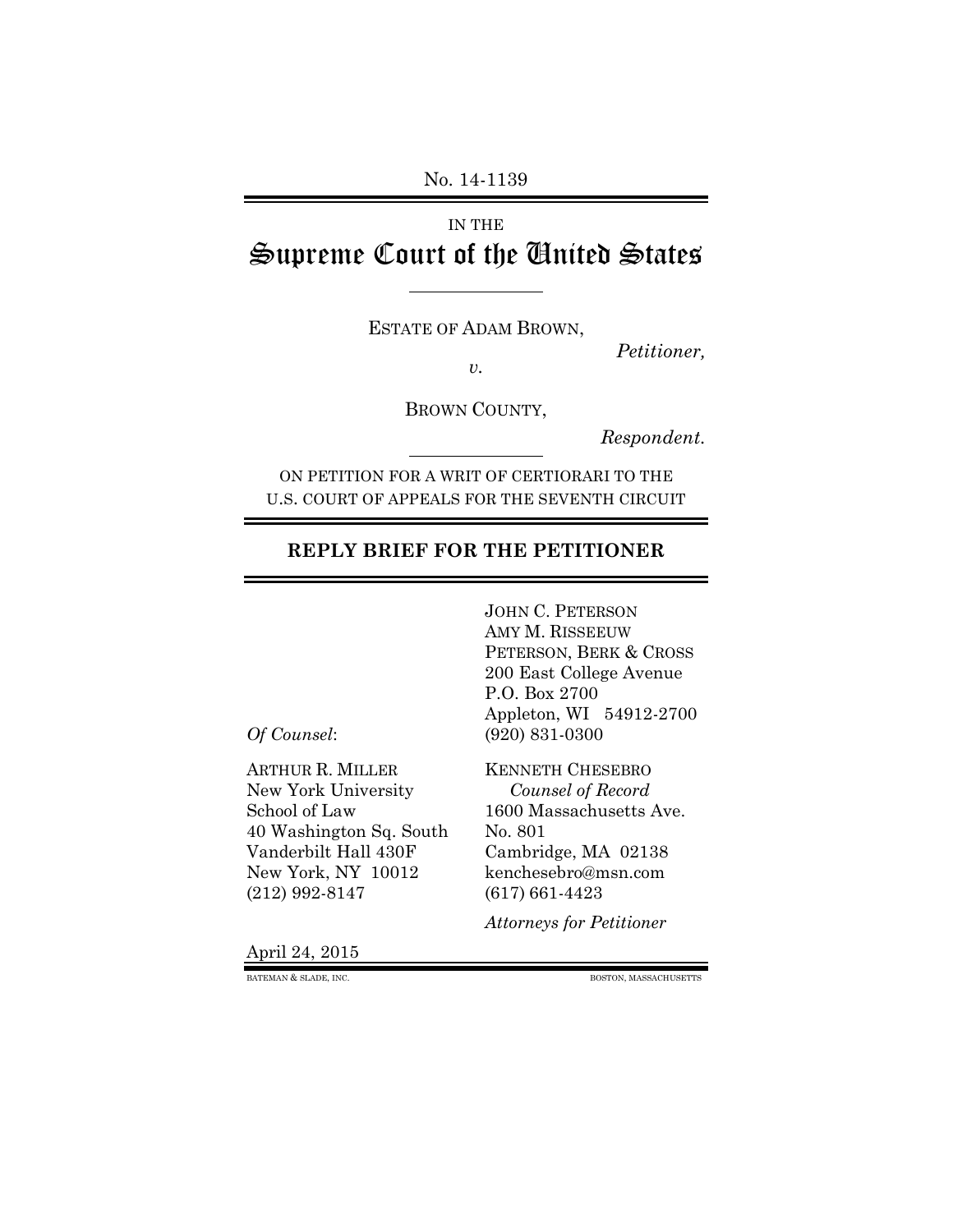No. 14-1139

IN THE

# Supreme Court of the United States

ESTATE OF ADAM BROWN,

*Petitioner,*

*v.*

BROWN COUNTY,

*Respondent.*

ON PETITION FOR A WRIT OF CERTIORARI TO THE U.S. COURT OF APPEALS FOR THE SEVENTH CIRCUIT

**REPLY BRIEF FOR THE PETITIONER**

JOHN C. PETERSON
AMY M. RISSEEUW
PETERSON, BERK & CROSS
200 East College Avenue
P.O. Box 2700
Appleton, WI 54912-2700
(920) 831-0300

KENNETH CHESEBRO
*Counsel of Record*
1600 Massachusetts Ave.
No. 801
Cambridge, MA 02138
kenchesebro@msn.com
(617) 661-4423

*Attorneys for Petitioner*

*Of Counsel*:

ARTHUR R. MILLER
New York University
School of Law
40 Washington Sq. South
Vanderbilt Hall 430F
New York, NY 10012
(212) 992-8147

April 24, 2015

BATEMAN & SLADE, INC. BOSTON, MASSACHUSETTS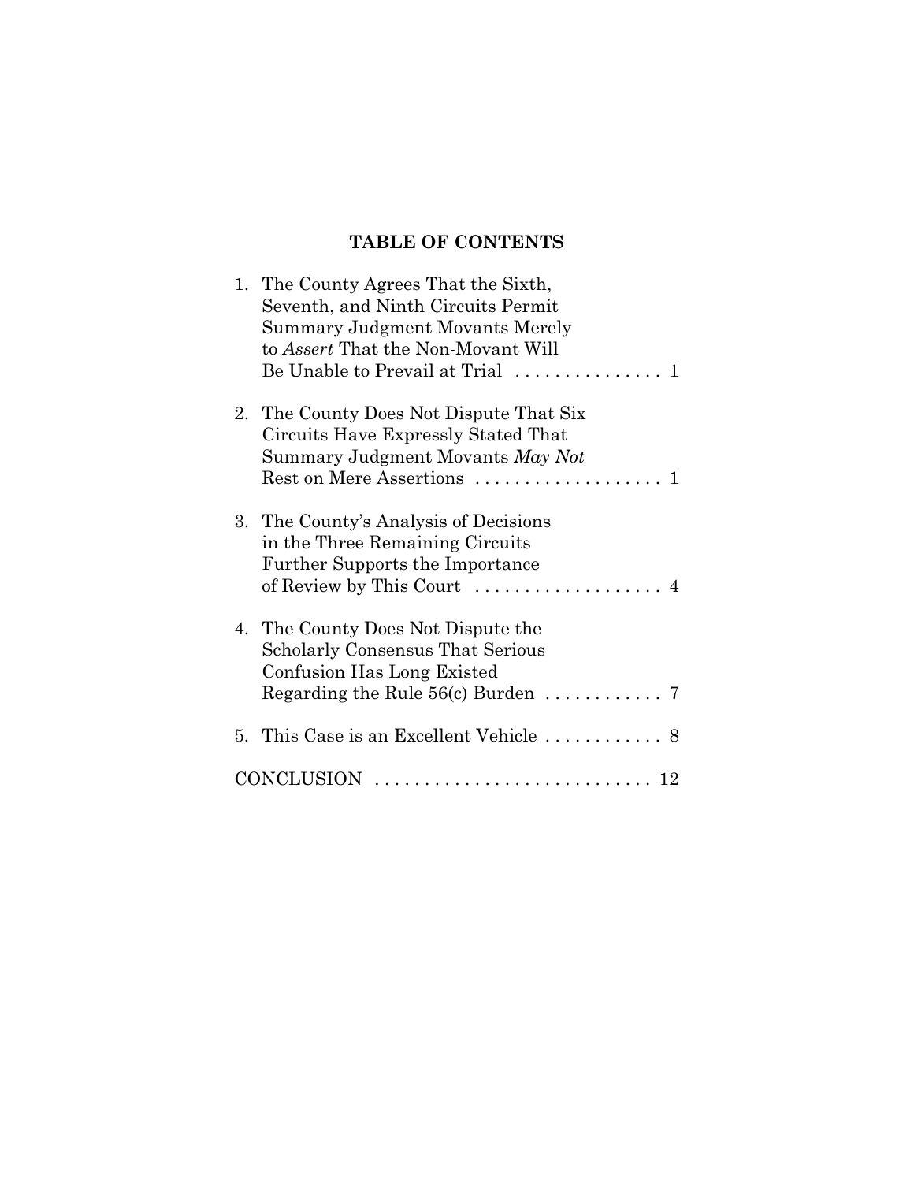## TABLE OF CONTENTS

1. The County Agrees That the Sixth, Seventh, and Ninth Circuits Permit Summary Judgment Movants Merely to *Assert* That the Non-Movant Will Be Unable to Prevail at Trial . . . . . . . . . . . . . . . 1

2. The County Does Not Dispute That Six Circuits Have Expressly Stated That Summary Judgment Movants *May Not* Rest on Mere Assertions . . . . . . . . . . . . . . . . . . . 1

3. The County's Analysis of Decisions in the Three Remaining Circuits Further Supports the Importance of Review by This Court . . . . . . . . . . . . . . . . . . . 4

4. The County Does Not Dispute the Scholarly Consensus That Serious Confusion Has Long Existed Regarding the Rule 56(c) Burden . . . . . . . . . . . . 7

5. This Case is an Excellent Vehicle . . . . . . . . . . . . 8

CONCLUSION . . . . . . . . . . . . . . . . . . . . . . . . . . . . 12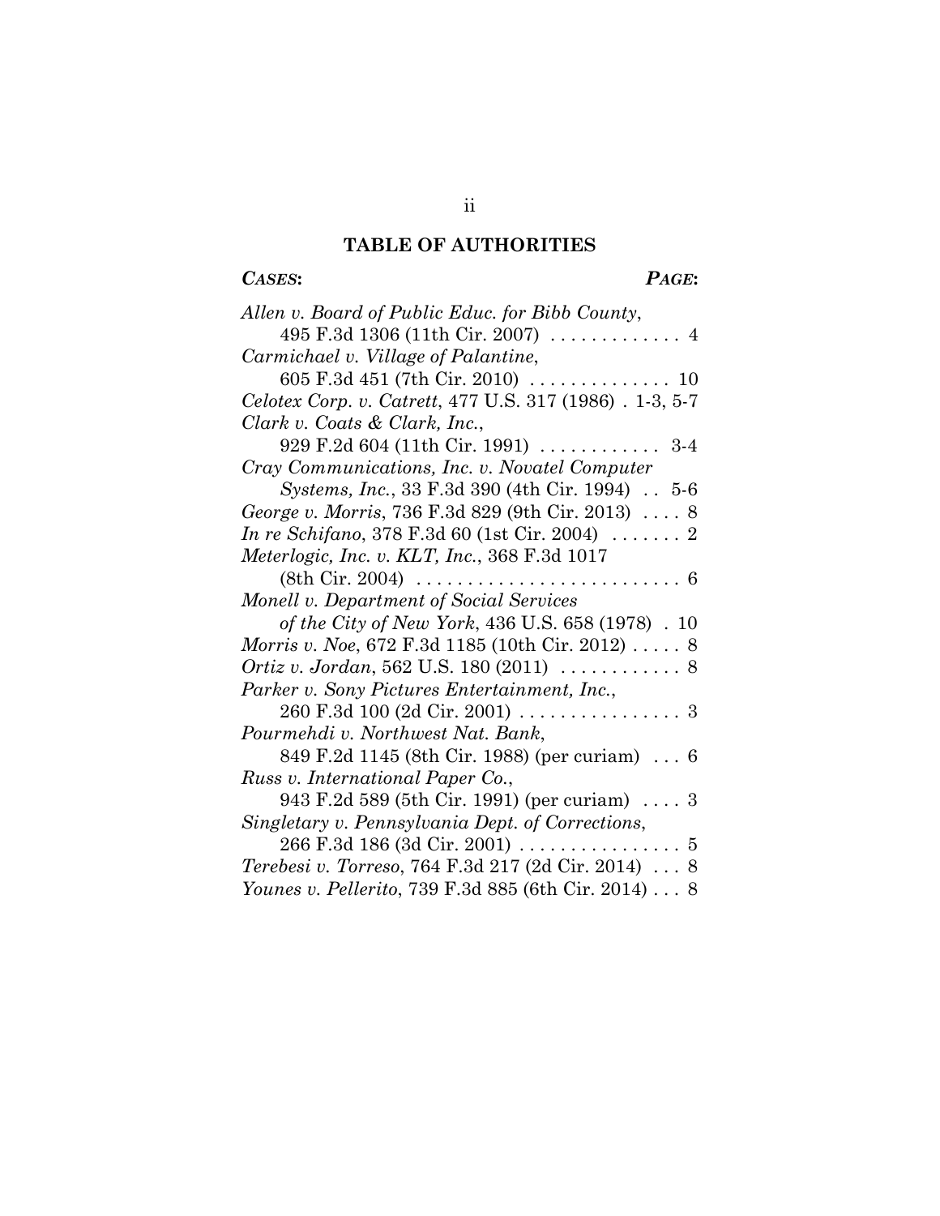## TABLE OF AUTHORITIES

***CASES*:** ***PAGE*:**

*Allen v. Board of Public Educ. for Bibb County*, 495 F.3d 1306 (11th Cir. 2007) . . . . . . . . . . . . . 4

*Carmichael v. Village of Palantine*, 605 F.3d 451 (7th Cir. 2010) . . . . . . . . . . . . . . 10

*Celotex Corp. v. Catrett*, 477 U.S. 317 (1986) . 1-3, 5-7

*Clark v. Coats & Clark, Inc.*, 929 F.2d 604 (11th Cir. 1991) . . . . . . . . . . . . 3-4

*Cray Communications, Inc. v. Novatel Computer Systems, Inc.*, 33 F.3d 390 (4th Cir. 1994) . . 5-6

*George v. Morris*, 736 F.3d 829 (9th Cir. 2013) . . . . 8

*In re Schifano*, 378 F.3d 60 (1st Cir. 2004) . . . . . . . 2

*Meterlogic, Inc. v. KLT, Inc.*, 368 F.3d 1017 (8th Cir. 2004) . . . . . . . . . . . . . . . . . . . . . . . . . . 6

*Monell v. Department of Social Services of the City of New York*, 436 U.S. 658 (1978) . 10

*Morris v. Noe*, 672 F.3d 1185 (10th Cir. 2012) . . . . . 8

*Ortiz v. Jordan*, 562 U.S. 180 (2011) . . . . . . . . . . . . 8

*Parker v. Sony Pictures Entertainment, Inc.*, 260 F.3d 100 (2d Cir. 2001) . . . . . . . . . . . . . . . . 3

*Pourmehdi v. Northwest Nat. Bank*, 849 F.2d 1145 (8th Cir. 1988) (per curiam) . . . 6

*Russ v. International Paper Co.*, 943 F.2d 589 (5th Cir. 1991) (per curiam) . . . . 3

*Singletary v. Pennsylvania Dept. of Corrections*, 266 F.3d 186 (3d Cir. 2001) . . . . . . . . . . . . . . . . 5

*Terebesi v. Torreso*, 764 F.3d 217 (2d Cir. 2014) . . . 8

*Younes v. Pellerito*, 739 F.3d 885 (6th Cir. 2014) . . . 8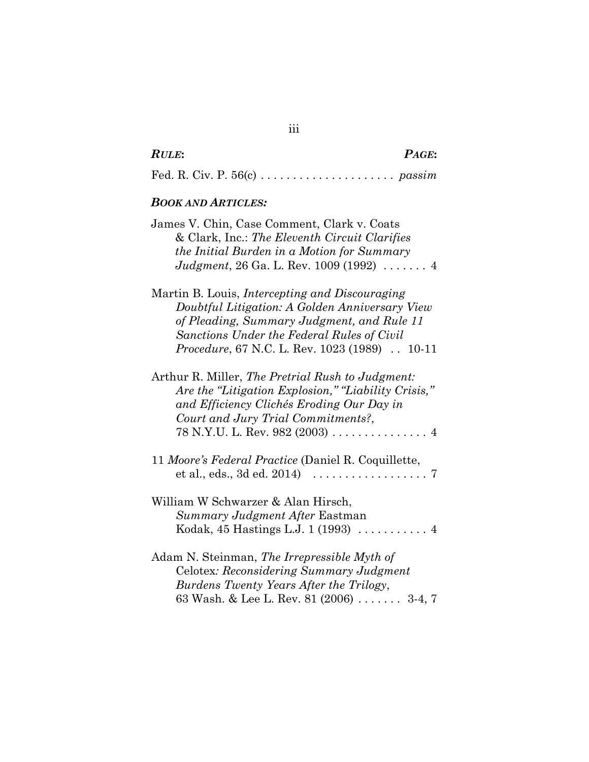***RULE*:** ***PAGE*:**

Fed. R. Civ. P. 56(c) . . . . . . . . . . . . . . . . . . . . . *passim*

***BOOK AND ARTICLES:***

James V. Chin, Case Comment, Clark v. Coats & Clark, Inc.: *The Eleventh Circuit Clarifies the Initial Burden in a Motion for Summary Judgment*, 26 Ga. L. Rev. 1009 (1992) . . . . . . . 4

Martin B. Louis, *Intercepting and Discouraging Doubtful Litigation: A Golden Anniversary View of Pleading, Summary Judgment, and Rule 11 Sanctions Under the Federal Rules of Civil Procedure*, 67 N.C. L. Rev. 1023 (1989) . . 10-11

Arthur R. Miller, *The Pretrial Rush to Judgment: Are the "Litigation Explosion," "Liability Crisis," and Efficiency Clichés Eroding Our Day in Court and Jury Trial Commitments?*, 78 N.Y.U. L. Rev. 982 (2003) . . . . . . . . . . . . . . . 4

11 *Moore's Federal Practice* (Daniel R. Coquillette, et al., eds., 3d ed. 2014) . . . . . . . . . . . . . . . . . . 7

William W Schwarzer & Alan Hirsch, *Summary Judgment After* Eastman Kodak, 45 Hastings L.J. 1 (1993) . . . . . . . . . . . 4

Adam N. Steinman, *The Irrepressible Myth of* Celotex*: Reconsidering Summary Judgment Burdens Twenty Years After the Trilogy*, 63 Wash. & Lee L. Rev. 81 (2006) . . . . . . . 3-4, 7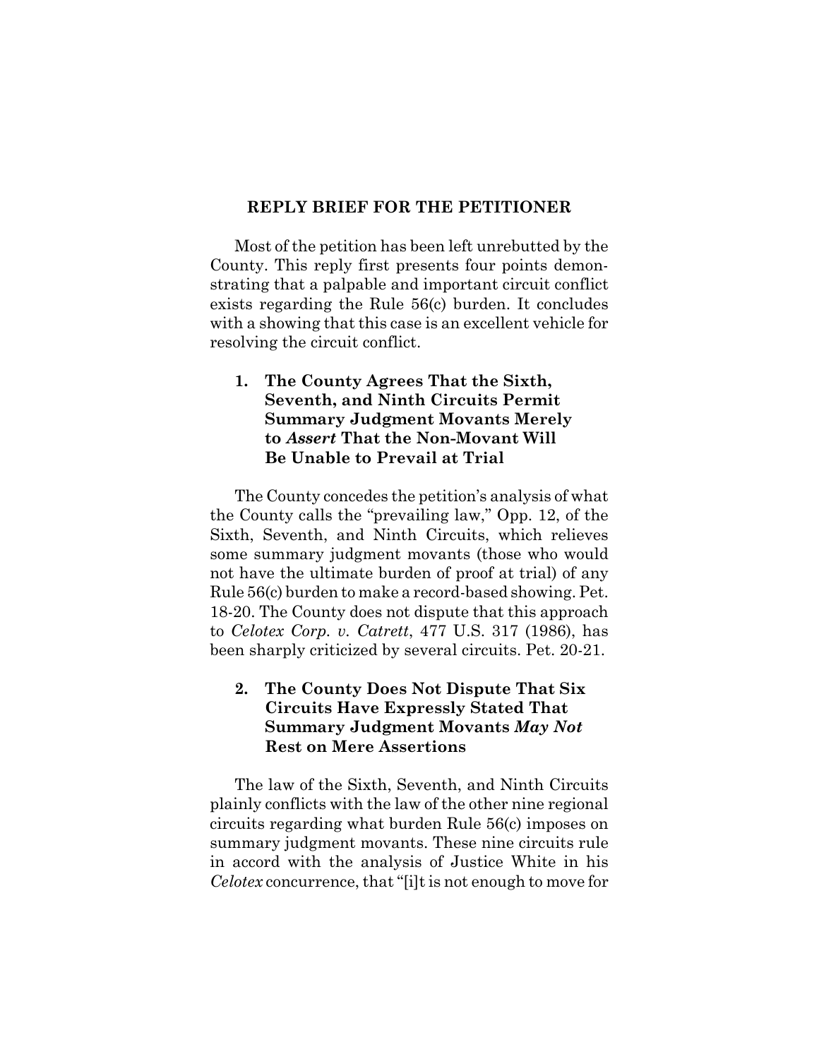## REPLY BRIEF FOR THE PETITIONER

Most of the petition has been left unrebutted by the County. This reply first presents four points demonstrating that a palpable and important circuit conflict exists regarding the Rule 56(c) burden. It concludes with a showing that this case is an excellent vehicle for resolving the circuit conflict.

### 1. The County Agrees That the Sixth, Seventh, and Ninth Circuits Permit Summary Judgment Movants Merely to *Assert* That the Non-Movant Will Be Unable to Prevail at Trial

The County concedes the petition's analysis of what the County calls the "prevailing law," Opp. 12, of the Sixth, Seventh, and Ninth Circuits, which relieves some summary judgment movants (those who would not have the ultimate burden of proof at trial) of any Rule 56(c) burden to make a record-based showing. Pet. 18-20. The County does not dispute that this approach to *Celotex Corp. v. Catrett*, 477 U.S. 317 (1986), has been sharply criticized by several circuits. Pet. 20-21.

### 2. The County Does Not Dispute That Six Circuits Have Expressly Stated That Summary Judgment Movants *May Not* Rest on Mere Assertions

The law of the Sixth, Seventh, and Ninth Circuits plainly conflicts with the law of the other nine regional circuits regarding what burden Rule 56(c) imposes on summary judgment movants. These nine circuits rule in accord with the analysis of Justice White in his *Celotex* concurrence, that "[i]t is not enough to move for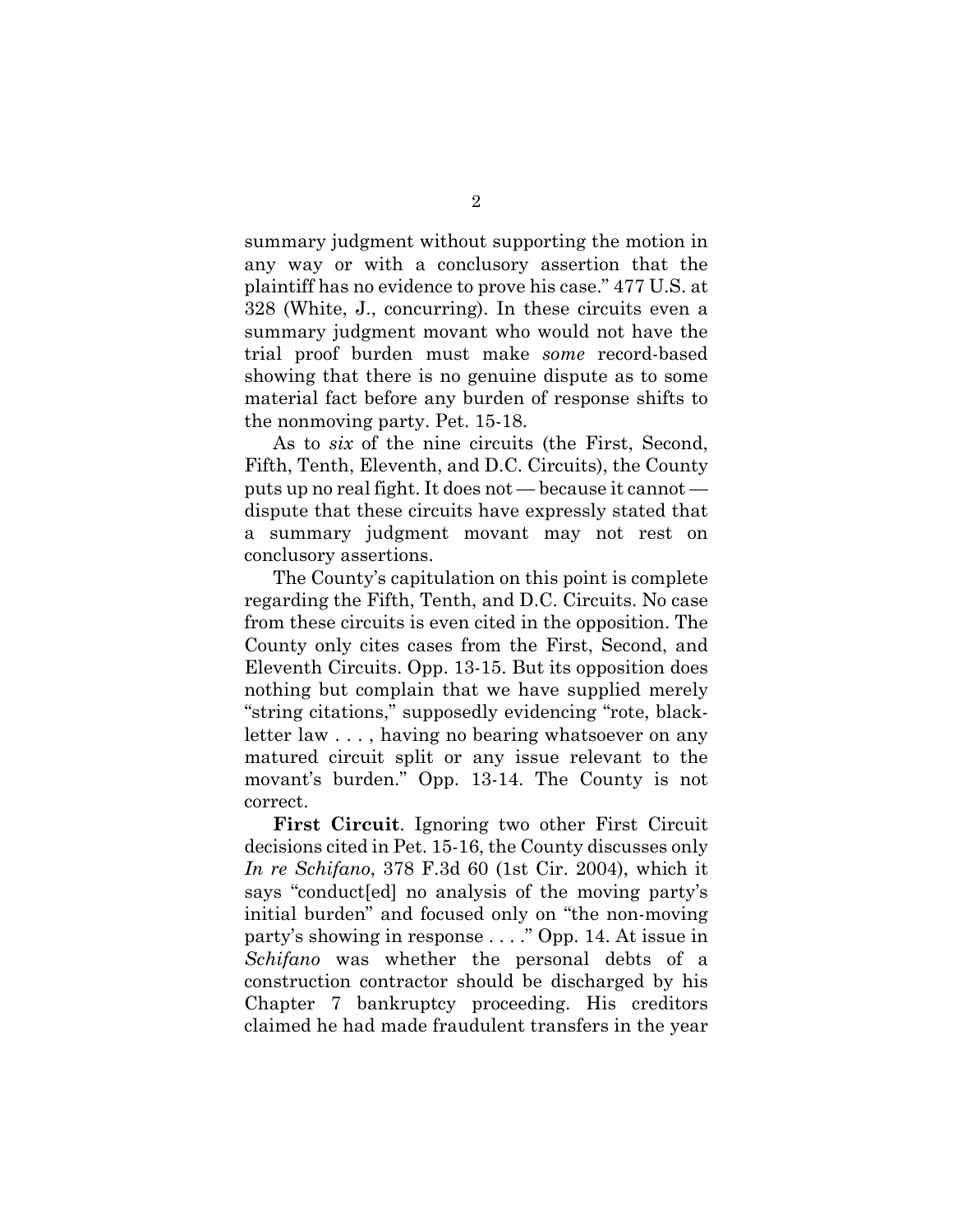summary judgment without supporting the motion in any way or with a conclusory assertion that the plaintiff has no evidence to prove his case." 477 U.S. at 328 (White, J., concurring). In these circuits even a summary judgment movant who would not have the trial proof burden must make *some* record-based showing that there is no genuine dispute as to some material fact before any burden of response shifts to the nonmoving party. Pet. 15-18.

As to *six* of the nine circuits (the First, Second, Fifth, Tenth, Eleventh, and D.C. Circuits), the County puts up no real fight. It does not — because it cannot — dispute that these circuits have expressly stated that a summary judgment movant may not rest on conclusory assertions.

The County's capitulation on this point is complete regarding the Fifth, Tenth, and D.C. Circuits. No case from these circuits is even cited in the opposition. The County only cites cases from the First, Second, and Eleventh Circuits. Opp. 13-15. But its opposition does nothing but complain that we have supplied merely "string citations," supposedly evidencing "rote, black-letter law . . . , having no bearing whatsoever on any matured circuit split or any issue relevant to the movant's burden." Opp. 13-14. The County is not correct.

**First Circuit**. Ignoring two other First Circuit decisions cited in Pet. 15-16, the County discusses only *In re Schifano*, 378 F.3d 60 (1st Cir. 2004), which it says "conduct[ed] no analysis of the moving party's initial burden" and focused only on "the non-moving party's showing in response . . . ." Opp. 14. At issue in *Schifano* was whether the personal debts of a construction contractor should be discharged by his Chapter 7 bankruptcy proceeding. His creditors claimed he had made fraudulent transfers in the year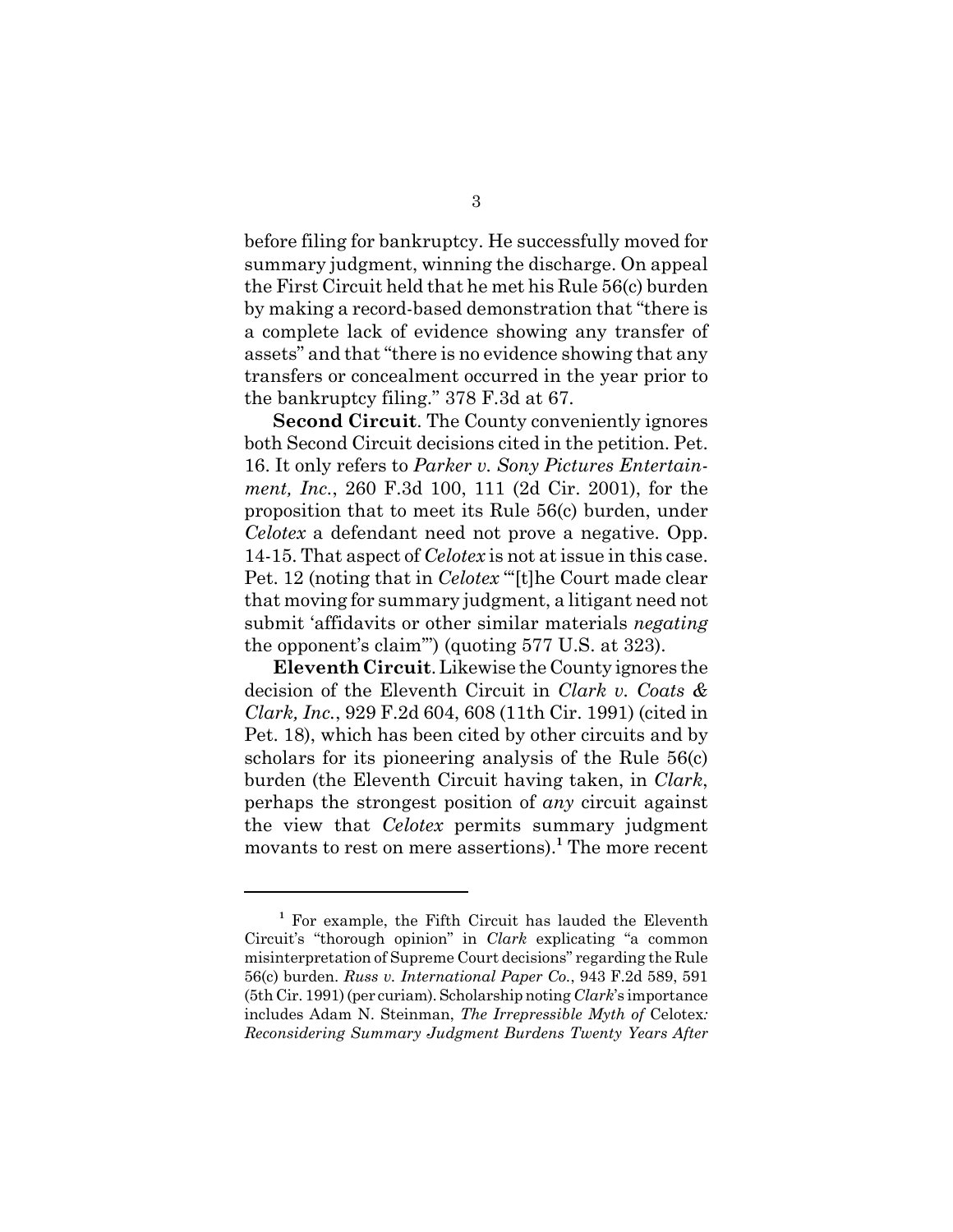before filing for bankruptcy. He successfully moved for summary judgment, winning the discharge. On appeal the First Circuit held that he met his Rule 56(c) burden by making a record-based demonstration that "there is a complete lack of evidence showing any transfer of assets" and that "there is no evidence showing that any transfers or concealment occurred in the year prior to the bankruptcy filing." 378 F.3d at 67.

**Second Circuit**. The County conveniently ignores both Second Circuit decisions cited in the petition. Pet. 16. It only refers to *Parker v. Sony Pictures Entertainment, Inc.*, 260 F.3d 100, 111 (2d Cir. 2001), for the proposition that to meet its Rule 56(c) burden, under *Celotex* a defendant need not prove a negative. Opp. 14-15. That aspect of *Celotex* is not at issue in this case. Pet. 12 (noting that in *Celotex* "'[t]he Court made clear that moving for summary judgment, a litigant need not submit 'affidavits or other similar materials *negating* the opponent's claim'") (quoting 577 U.S. at 323).

**Eleventh Circuit**. Likewise the County ignores the decision of the Eleventh Circuit in *Clark v. Coats & Clark, Inc.*, 929 F.2d 604, 608 (11th Cir. 1991) (cited in Pet. 18), which has been cited by other circuits and by scholars for its pioneering analysis of the Rule 56(c) burden (the Eleventh Circuit having taken, in *Clark*, perhaps the strongest position of *any* circuit against the view that *Celotex* permits summary judgment movants to rest on mere assertions).[1] The more recent

[1] For example, the Fifth Circuit has lauded the Eleventh Circuit's "thorough opinion" in *Clark* explicating "a common misinterpretation of Supreme Court decisions" regarding the Rule 56(c) burden. *Russ v. International Paper Co.*, 943 F.2d 589, 591 (5th Cir. 1991) (per curiam). Scholarship noting *Clark*'s importance includes Adam N. Steinman, *The Irrepressible Myth of* Celotex*: Reconsidering Summary Judgment Burdens Twenty Years After*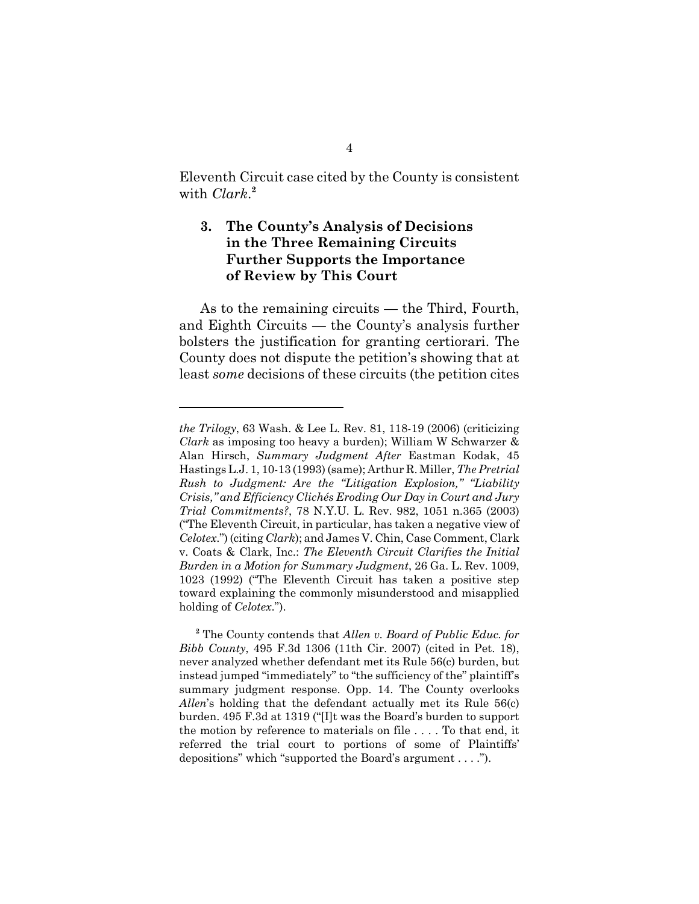Eleventh Circuit case cited by the County is consistent with *Clark*.[2]

### 3. The County's Analysis of Decisions in the Three Remaining Circuits Further Supports the Importance of Review by This Court

As to the remaining circuits — the Third, Fourth, and Eighth Circuits — the County's analysis further bolsters the justification for granting certiorari. The County does not dispute the petition's showing that at least *some* decisions of these circuits (the petition cites

---

*the Trilogy*, 63 Wash. & Lee L. Rev. 81, 118-19 (2006) (criticizing *Clark* as imposing too heavy a burden); William W Schwarzer & Alan Hirsch, *Summary Judgment After* Eastman Kodak, 45 Hastings L.J. 1, 10-13 (1993) (same); Arthur R. Miller, *The Pretrial Rush to Judgment: Are the "Litigation Explosion," "Liability Crisis," and Efficiency Clichés Eroding Our Day in Court and Jury Trial Commitments?*, 78 N.Y.U. L. Rev. 982, 1051 n.365 (2003) ("The Eleventh Circuit, in particular, has taken a negative view of *Celotex*.") (citing *Clark*); and James V. Chin, Case Comment, Clark v. Coats & Clark, Inc.: *The Eleventh Circuit Clarifies the Initial Burden in a Motion for Summary Judgment*, 26 Ga. L. Rev. 1009, 1023 (1992) ("The Eleventh Circuit has taken a positive step toward explaining the commonly misunderstood and misapplied holding of *Celotex*.").

[2] The County contends that *Allen v. Board of Public Educ. for Bibb County*, 495 F.3d 1306 (11th Cir. 2007) (cited in Pet. 18), never analyzed whether defendant met its Rule 56(c) burden, but instead jumped "immediately" to "the sufficiency of the" plaintiff's summary judgment response. Opp. 14. The County overlooks *Allen*'s holding that the defendant actually met its Rule 56(c) burden. 495 F.3d at 1319 ("[I]t was the Board's burden to support the motion by reference to materials on file . . . . To that end, it referred the trial court to portions of some of Plaintiffs' depositions" which "supported the Board's argument . . . .").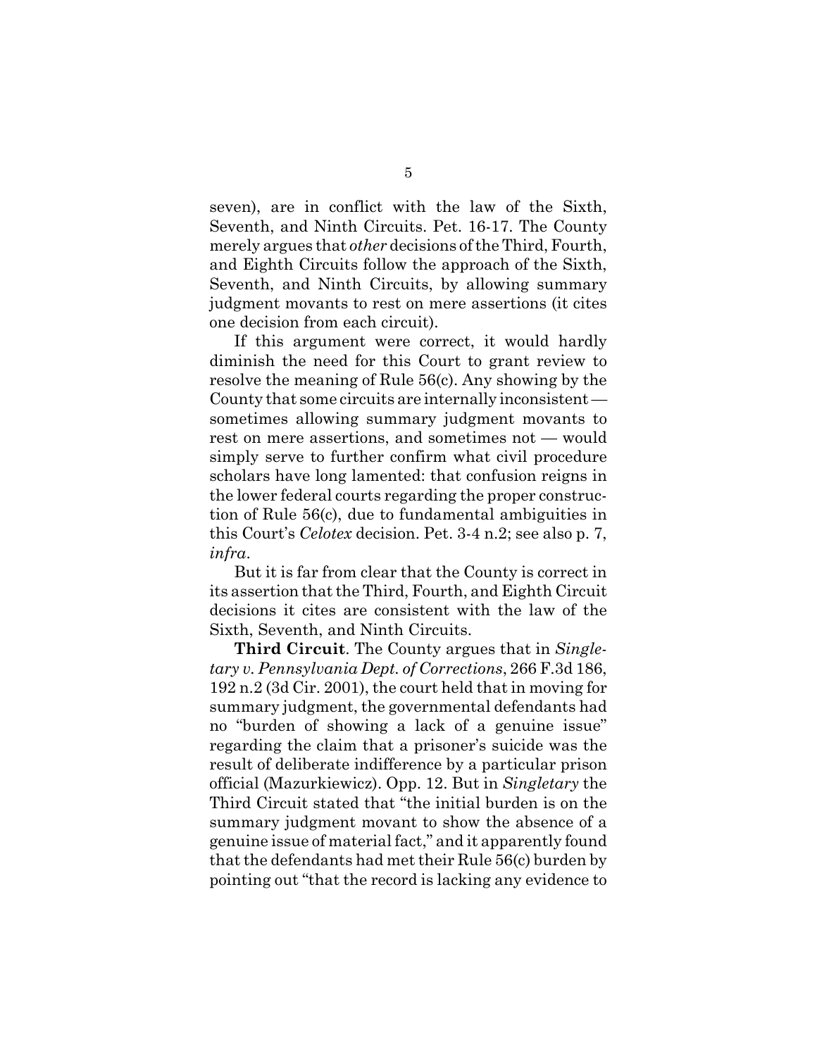seven), are in conflict with the law of the Sixth, Seventh, and Ninth Circuits. Pet. 16-17. The County merely argues that *other* decisions of the Third, Fourth, and Eighth Circuits follow the approach of the Sixth, Seventh, and Ninth Circuits, by allowing summary judgment movants to rest on mere assertions (it cites one decision from each circuit).

If this argument were correct, it would hardly diminish the need for this Court to grant review to resolve the meaning of Rule 56(c). Any showing by the County that some circuits are internally inconsistent — sometimes allowing summary judgment movants to rest on mere assertions, and sometimes not — would simply serve to further confirm what civil procedure scholars have long lamented: that confusion reigns in the lower federal courts regarding the proper construction of Rule 56(c), due to fundamental ambiguities in this Court's *Celotex* decision. Pet. 3-4 n.2; see also p. 7, *infra*.

But it is far from clear that the County is correct in its assertion that the Third, Fourth, and Eighth Circuit decisions it cites are consistent with the law of the Sixth, Seventh, and Ninth Circuits.

**Third Circuit**. The County argues that in *Singletary v. Pennsylvania Dept. of Corrections*, 266 F.3d 186, 192 n.2 (3d Cir. 2001), the court held that in moving for summary judgment, the governmental defendants had no "burden of showing a lack of a genuine issue" regarding the claim that a prisoner's suicide was the result of deliberate indifference by a particular prison official (Mazurkiewicz). Opp. 12. But in *Singletary* the Third Circuit stated that "the initial burden is on the summary judgment movant to show the absence of a genuine issue of material fact," and it apparently found that the defendants had met their Rule 56(c) burden by pointing out "that the record is lacking any evidence to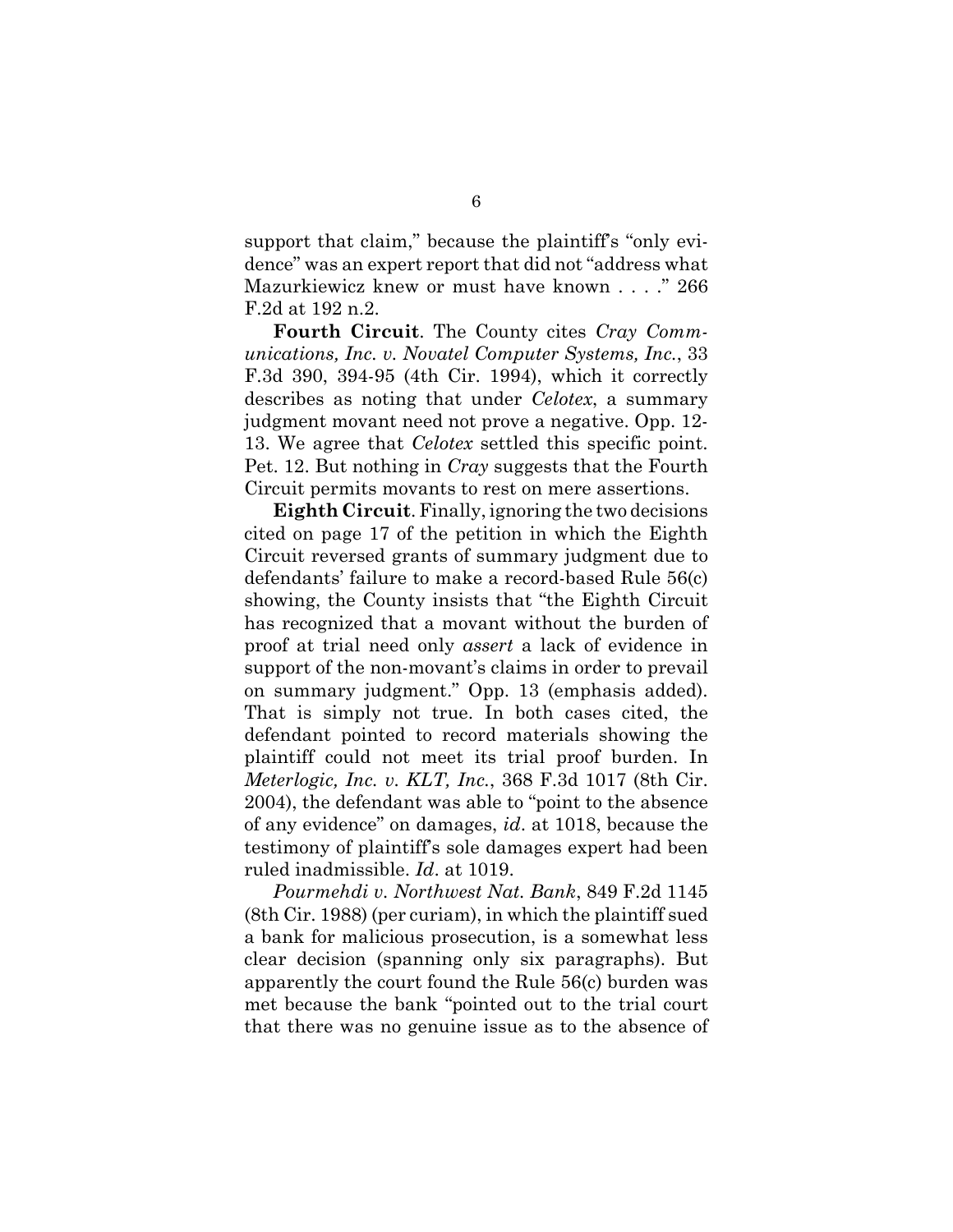support that claim," because the plaintiff's "only evidence" was an expert report that did not "address what Mazurkiewicz knew or must have known . . . ." 266 F.2d at 192 n.2.

**Fourth Circuit**. The County cites *Cray Communications, Inc. v. Novatel Computer Systems, Inc.*, 33 F.3d 390, 394-95 (4th Cir. 1994), which it correctly describes as noting that under *Celotex*, a summary judgment movant need not prove a negative. Opp. 12-13. We agree that *Celotex* settled this specific point. Pet. 12. But nothing in *Cray* suggests that the Fourth Circuit permits movants to rest on mere assertions.

**Eighth Circuit**. Finally, ignoring the two decisions cited on page 17 of the petition in which the Eighth Circuit reversed grants of summary judgment due to defendants' failure to make a record-based Rule 56(c) showing, the County insists that "the Eighth Circuit has recognized that a movant without the burden of proof at trial need only *assert* a lack of evidence in support of the non-movant's claims in order to prevail on summary judgment." Opp. 13 (emphasis added). That is simply not true. In both cases cited, the defendant pointed to record materials showing the plaintiff could not meet its trial proof burden. In *Meterlogic, Inc. v. KLT, Inc.*, 368 F.3d 1017 (8th Cir. 2004), the defendant was able to "point to the absence of any evidence" on damages, *id*. at 1018, because the testimony of plaintiff's sole damages expert had been ruled inadmissible. *Id*. at 1019.

*Pourmehdi v. Northwest Nat. Bank*, 849 F.2d 1145 (8th Cir. 1988) (per curiam), in which the plaintiff sued a bank for malicious prosecution, is a somewhat less clear decision (spanning only six paragraphs). But apparently the court found the Rule 56(c) burden was met because the bank "pointed out to the trial court that there was no genuine issue as to the absence of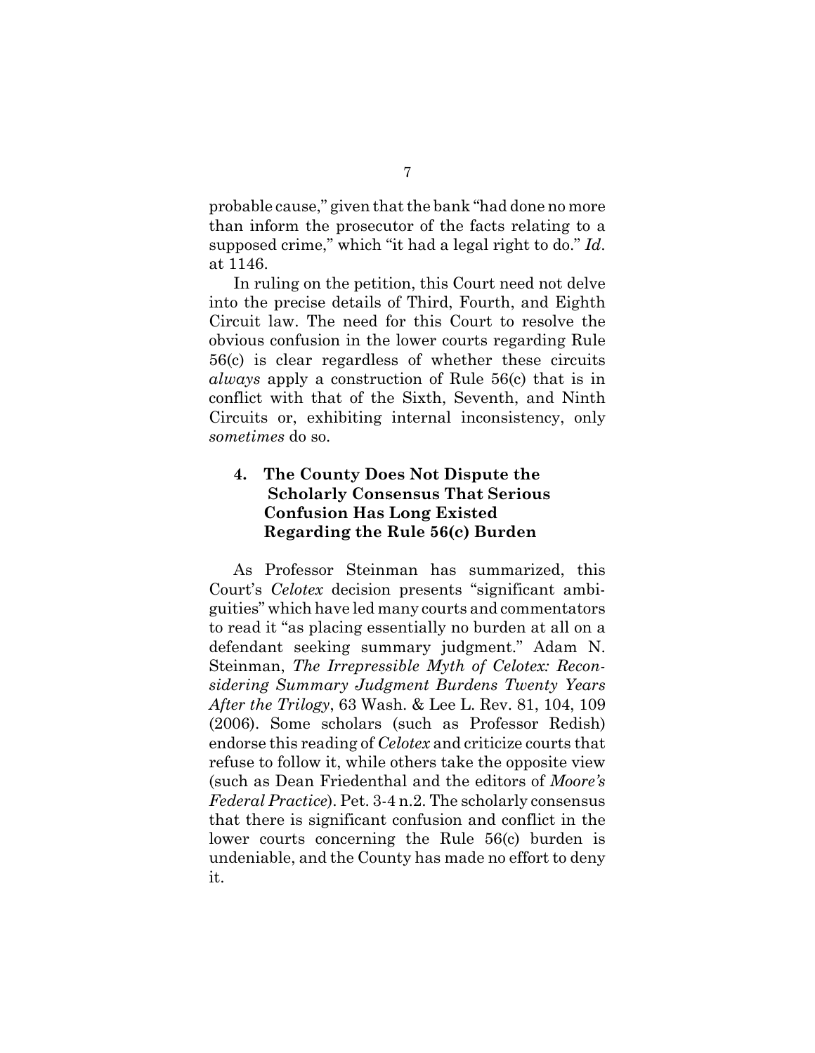probable cause," given that the bank "had done no more than inform the prosecutor of the facts relating to a supposed crime," which "it had a legal right to do." *Id*. at 1146.

In ruling on the petition, this Court need not delve into the precise details of Third, Fourth, and Eighth Circuit law. The need for this Court to resolve the obvious confusion in the lower courts regarding Rule 56(c) is clear regardless of whether these circuits *always* apply a construction of Rule 56(c) that is in conflict with that of the Sixth, Seventh, and Ninth Circuits or, exhibiting internal inconsistency, only *sometimes* do so.

### 4. The County Does Not Dispute the Scholarly Consensus That Serious Confusion Has Long Existed Regarding the Rule 56(c) Burden

As Professor Steinman has summarized, this Court's *Celotex* decision presents "significant ambiguities" which have led many courts and commentators to read it "as placing essentially no burden at all on a defendant seeking summary judgment." Adam N. Steinman, *The Irrepressible Myth of Celotex: Reconsidering Summary Judgment Burdens Twenty Years After the Trilogy*, 63 Wash. & Lee L. Rev. 81, 104, 109 (2006). Some scholars (such as Professor Redish) endorse this reading of *Celotex* and criticize courts that refuse to follow it, while others take the opposite view (such as Dean Friedenthal and the editors of *Moore's Federal Practice*). Pet. 3-4 n.2. The scholarly consensus that there is significant confusion and conflict in the lower courts concerning the Rule 56(c) burden is undeniable, and the County has made no effort to deny it.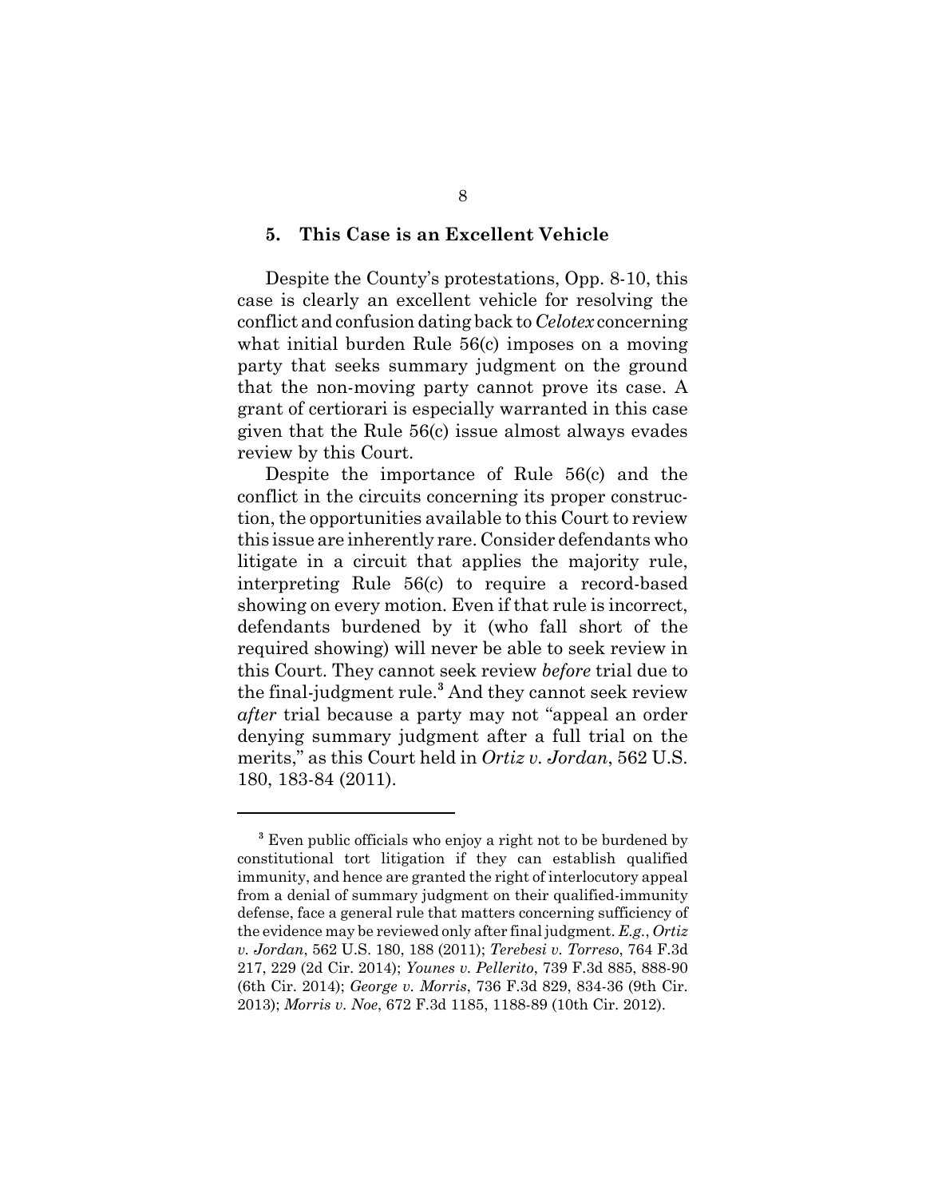### 5. This Case is an Excellent Vehicle

Despite the County's protestations, Opp. 8-10, this case is clearly an excellent vehicle for resolving the conflict and confusion dating back to *Celotex* concerning what initial burden Rule 56(c) imposes on a moving party that seeks summary judgment on the ground that the non-moving party cannot prove its case. A grant of certiorari is especially warranted in this case given that the Rule 56(c) issue almost always evades review by this Court.

Despite the importance of Rule 56(c) and the conflict in the circuits concerning its proper construction, the opportunities available to this Court to review this issue are inherently rare. Consider defendants who litigate in a circuit that applies the majority rule, interpreting Rule 56(c) to require a record-based showing on every motion. Even if that rule is incorrect, defendants burdened by it (who fall short of the required showing) will never be able to seek review in this Court. They cannot seek review *before* trial due to the final-judgment rule.[3] And they cannot seek review *after* trial because a party may not "appeal an order denying summary judgment after a full trial on the merits," as this Court held in *Ortiz v. Jordan*, 562 U.S. 180, 183-84 (2011).

---

[3] Even public officials who enjoy a right not to be burdened by constitutional tort litigation if they can establish qualified immunity, and hence are granted the right of interlocutory appeal from a denial of summary judgment on their qualified-immunity defense, face a general rule that matters concerning sufficiency of the evidence may be reviewed only after final judgment. *E.g.*, *Ortiz v. Jordan*, 562 U.S. 180, 188 (2011); *Terebesi v. Torreso*, 764 F.3d 217, 229 (2d Cir. 2014); *Younes v. Pellerito*, 739 F.3d 885, 888-90 (6th Cir. 2014); *George v. Morris*, 736 F.3d 829, 834-36 (9th Cir. 2013); *Morris v. Noe*, 672 F.3d 1185, 1188-89 (10th Cir. 2012).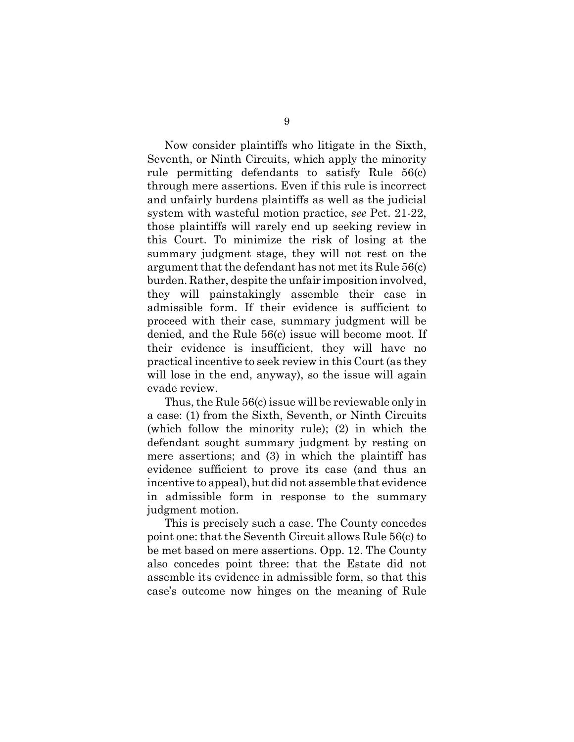Now consider plaintiffs who litigate in the Sixth, Seventh, or Ninth Circuits, which apply the minority rule permitting defendants to satisfy Rule 56(c) through mere assertions. Even if this rule is incorrect and unfairly burdens plaintiffs as well as the judicial system with wasteful motion practice, *see* Pet. 21-22, those plaintiffs will rarely end up seeking review in this Court. To minimize the risk of losing at the summary judgment stage, they will not rest on the argument that the defendant has not met its Rule 56(c) burden. Rather, despite the unfair imposition involved, they will painstakingly assemble their case in admissible form. If their evidence is sufficient to proceed with their case, summary judgment will be denied, and the Rule 56(c) issue will become moot. If their evidence is insufficient, they will have no practical incentive to seek review in this Court (as they will lose in the end, anyway), so the issue will again evade review.

Thus, the Rule 56(c) issue will be reviewable only in a case: (1) from the Sixth, Seventh, or Ninth Circuits (which follow the minority rule); (2) in which the defendant sought summary judgment by resting on mere assertions; and (3) in which the plaintiff has evidence sufficient to prove its case (and thus an incentive to appeal), but did not assemble that evidence in admissible form in response to the summary judgment motion.

This is precisely such a case. The County concedes point one: that the Seventh Circuit allows Rule 56(c) to be met based on mere assertions. Opp. 12. The County also concedes point three: that the Estate did not assemble its evidence in admissible form, so that this case's outcome now hinges on the meaning of Rule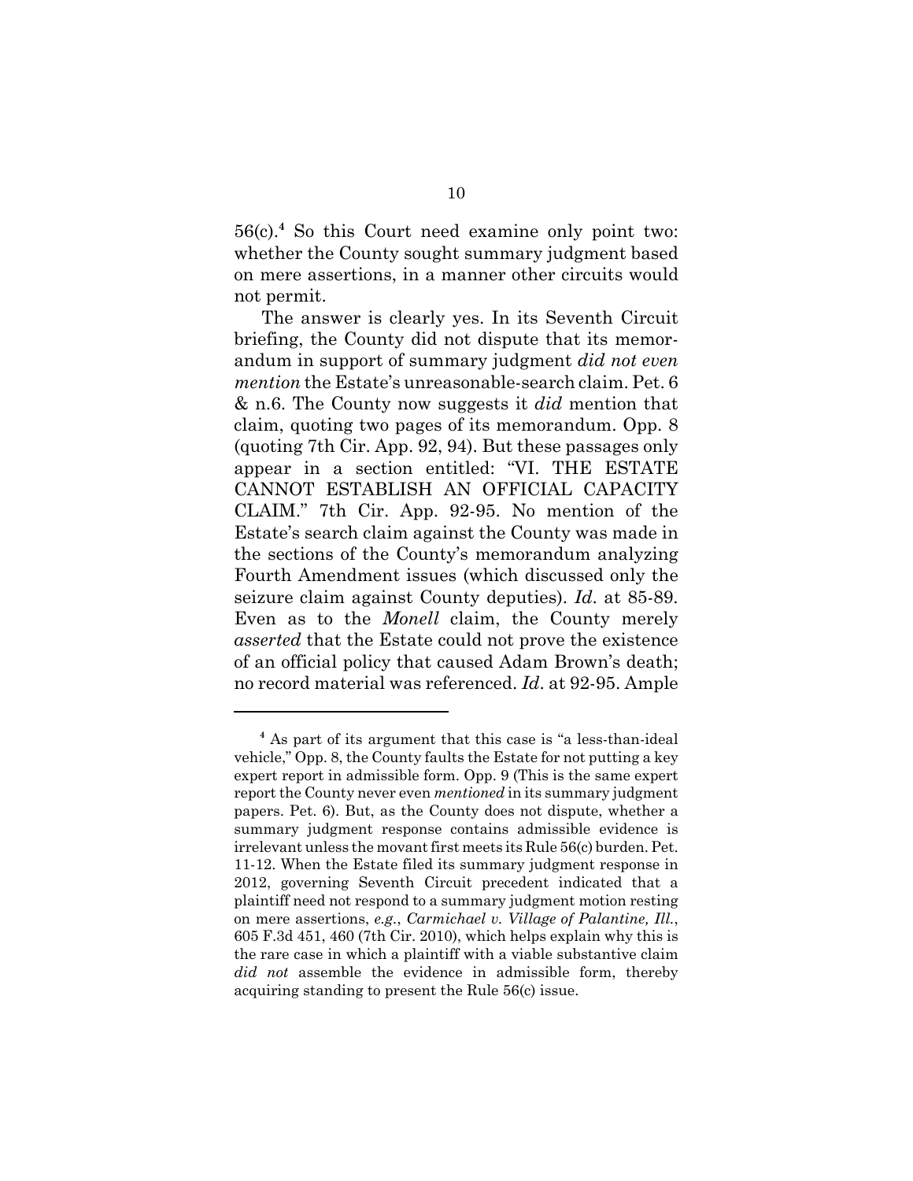56(c).[4] So this Court need examine only point two: whether the County sought summary judgment based on mere assertions, in a manner other circuits would not permit.

The answer is clearly yes. In its Seventh Circuit briefing, the County did not dispute that its memorandum in support of summary judgment *did not even mention* the Estate's unreasonable-search claim. Pet. 6 & n.6. The County now suggests it *did* mention that claim, quoting two pages of its memorandum. Opp. 8 (quoting 7th Cir. App. 92, 94). But these passages only appear in a section entitled: "VI. THE ESTATE CANNOT ESTABLISH AN OFFICIAL CAPACITY CLAIM." 7th Cir. App. 92-95. No mention of the Estate's search claim against the County was made in the sections of the County's memorandum analyzing Fourth Amendment issues (which discussed only the seizure claim against County deputies). *Id*. at 85-89. Even as to the *Monell* claim, the County merely *asserted* that the Estate could not prove the existence of an official policy that caused Adam Brown's death; no record material was referenced. *Id*. at 92-95. Ample

---

[4] As part of its argument that this case is "a less-than-ideal vehicle," Opp. 8, the County faults the Estate for not putting a key expert report in admissible form. Opp. 9 (This is the same expert report the County never even *mentioned* in its summary judgment papers. Pet. 6). But, as the County does not dispute, whether a summary judgment response contains admissible evidence is irrelevant unless the movant first meets its Rule 56(c) burden. Pet. 11-12. When the Estate filed its summary judgment response in 2012, governing Seventh Circuit precedent indicated that a plaintiff need not respond to a summary judgment motion resting on mere assertions, *e.g.*, *Carmichael v. Village of Palantine, Ill.*, 605 F.3d 451, 460 (7th Cir. 2010), which helps explain why this is the rare case in which a plaintiff with a viable substantive claim *did not* assemble the evidence in admissible form, thereby acquiring standing to present the Rule 56(c) issue.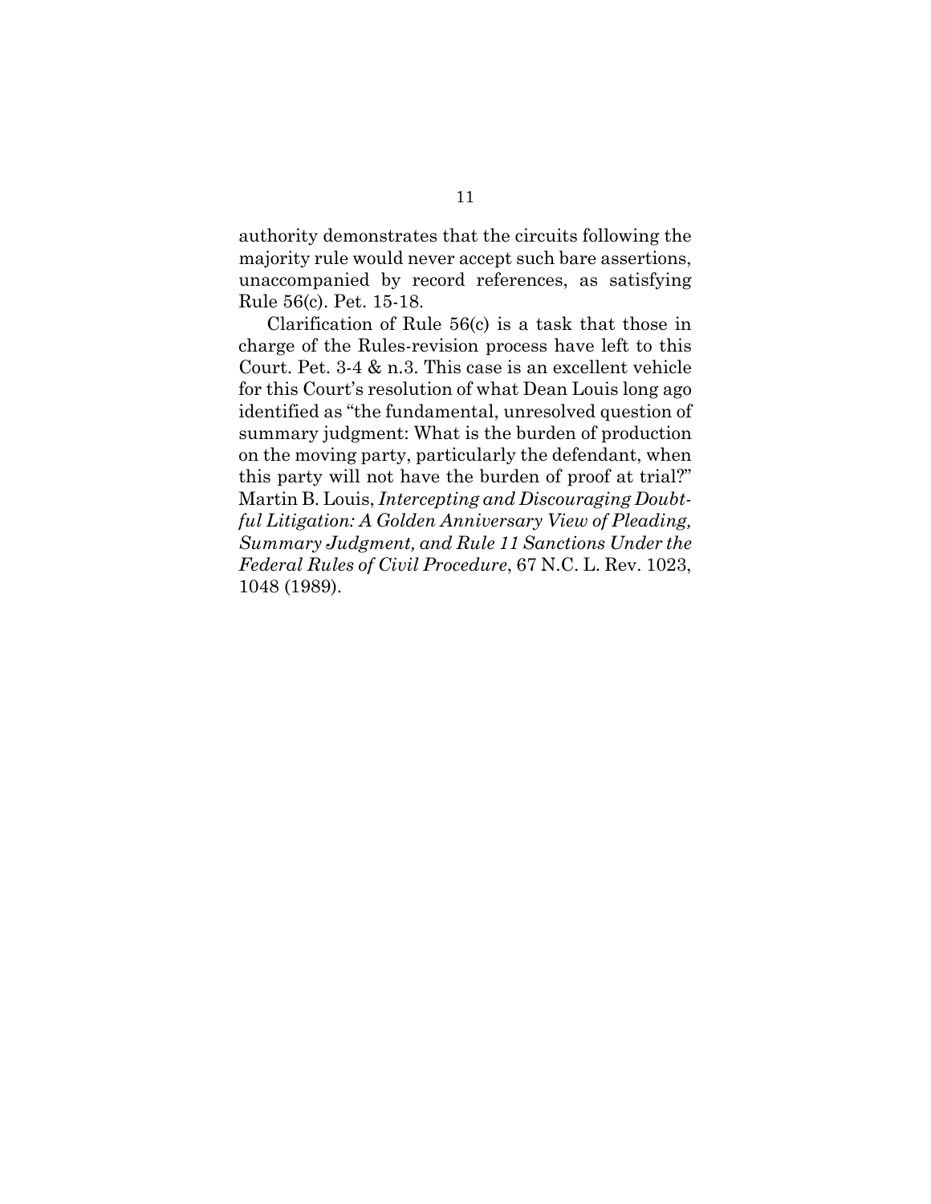authority demonstrates that the circuits following the majority rule would never accept such bare assertions, unaccompanied by record references, as satisfying Rule 56(c). Pet. 15-18.

Clarification of Rule 56(c) is a task that those in charge of the Rules-revision process have left to this Court. Pet. 3-4 & n.3. This case is an excellent vehicle for this Court's resolution of what Dean Louis long ago identified as "the fundamental, unresolved question of summary judgment: What is the burden of production on the moving party, particularly the defendant, when this party will not have the burden of proof at trial?" Martin B. Louis, *Intercepting and Discouraging Doubtful Litigation: A Golden Anniversary View of Pleading, Summary Judgment, and Rule 11 Sanctions Under the Federal Rules of Civil Procedure*, 67 N.C. L. Rev. 1023, 1048 (1989).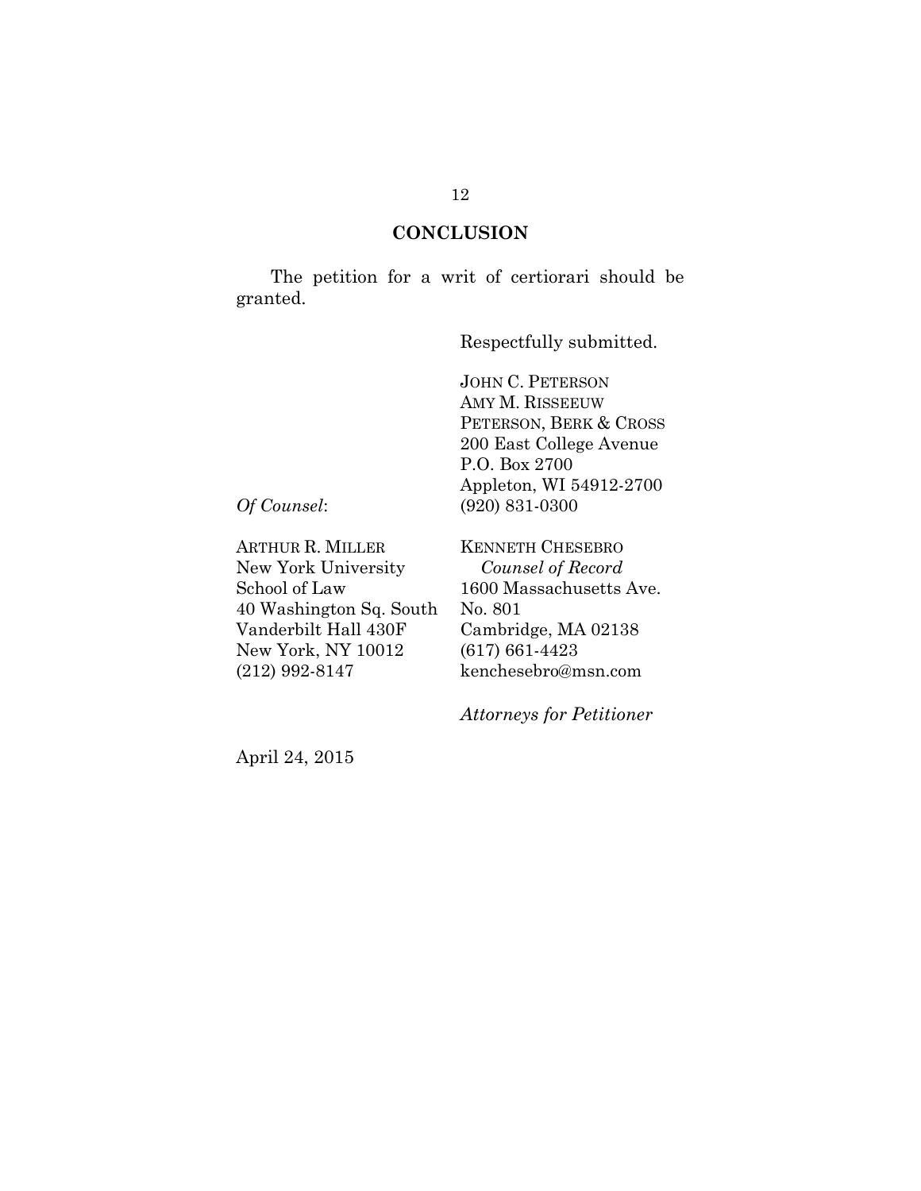## CONCLUSION

The petition for a writ of certiorari should be granted.

Respectfully submitted.

JOHN C. PETERSON
AMY M. RISSEEUW
PETERSON, BERK & CROSS
200 East College Avenue
P.O. Box 2700
Appleton, WI 54912-2700
(920) 831-0300

KENNETH CHESEBRO
*Counsel of Record*
1600 Massachusetts Ave.
No. 801
Cambridge, MA 02138
(617) 661-4423
kenchesebro@msn.com

*Attorneys for Petitioner*

*Of Counsel*:

ARTHUR R. MILLER
New York University
School of Law
40 Washington Sq. South
Vanderbilt Hall 430F
New York, NY 10012
(212) 992-8147

April 24, 2015